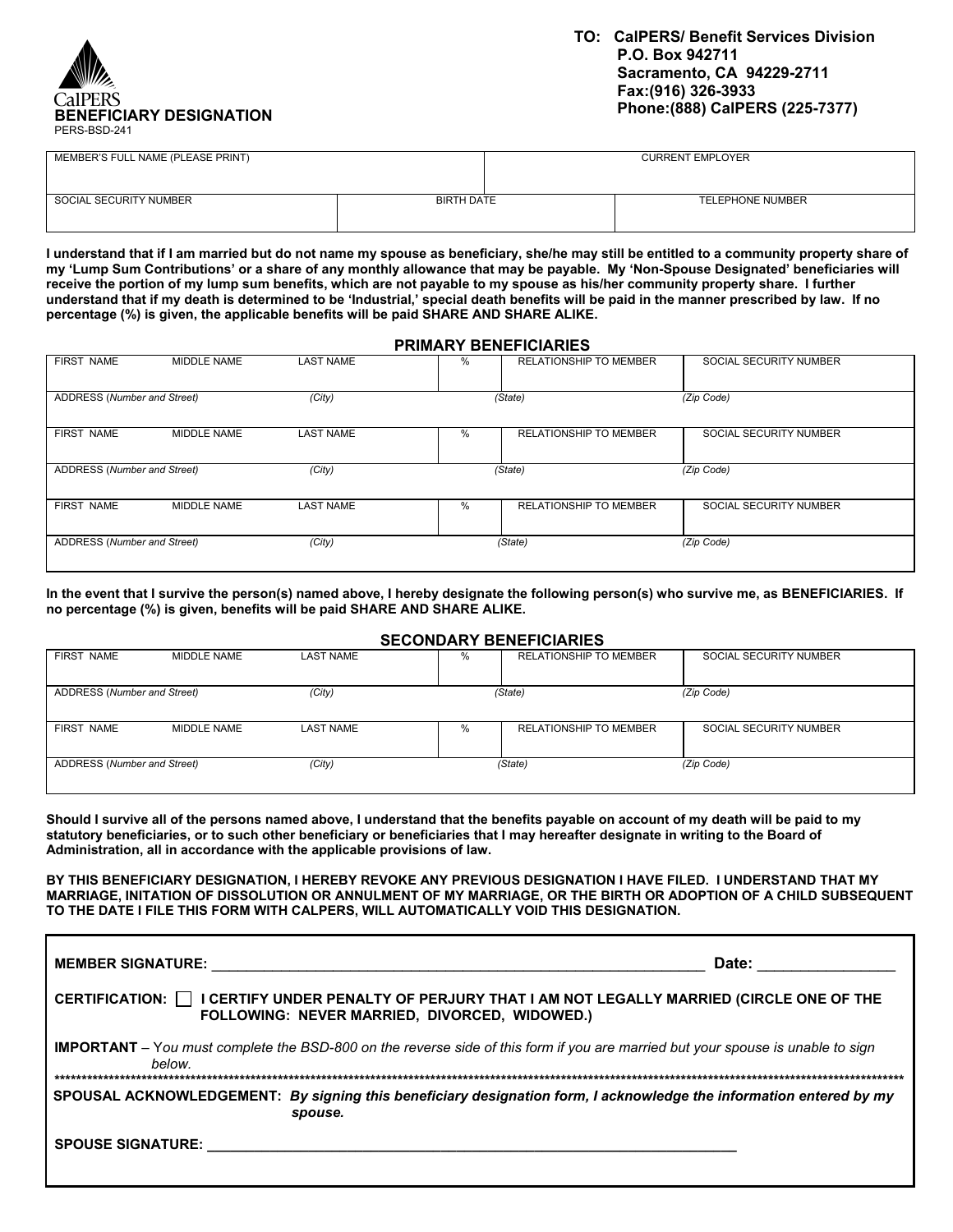CalPERS

# BENEFICIARY DESIGNATION

PERS-BSD-241

**TO: CalPERS/ Benefit Services Division**
**P.O. Box 942711**
**Sacramento, CA 94229-2711**
**Fax:(916) 326-3933**
**Phone:(888) CalPERS (225-7377)**

| MEMBER'S FULL NAME (PLEASE PRINT) | | CURRENT EMPLOYER |
|---|---|---|
| | | |
| SOCIAL SECURITY NUMBER | BIRTH DATE | TELEPHONE NUMBER |
| | | |

**I understand that if I am married but do not name my spouse as beneficiary, she/he may still be entitled to a community property share of my 'Lump Sum Contributions' or a share of any monthly allowance that may be payable. My 'Non-Spouse Designated' beneficiaries will receive the portion of my lump sum benefits, which are not payable to my spouse as his/her community property share. I further understand that if my death is determined to be 'Industrial,' special death benefits will be paid in the manner prescribed by law. If no percentage (%) is given, the applicable benefits will be paid SHARE AND SHARE ALIKE.**

## PRIMARY BENEFICIARIES

| FIRST NAME | MIDDLE NAME | LAST NAME | % | RELATIONSHIP TO MEMBER | SOCIAL SECURITY NUMBER |
|---|---|---|---|---|---|
| ADDRESS *(Number and Street)* | | *(City)* | *(State)* | | *(Zip Code)* |
| FIRST NAME | MIDDLE NAME | LAST NAME | % | RELATIONSHIP TO MEMBER | SOCIAL SECURITY NUMBER |
| ADDRESS *(Number and Street)* | | *(City)* | *(State)* | | *(Zip Code)* |
| FIRST NAME | MIDDLE NAME | LAST NAME | % | RELATIONSHIP TO MEMBER | SOCIAL SECURITY NUMBER |
| ADDRESS *(Number and Street)* | | *(City)* | *(State)* | | *(Zip Code)* |

**In the event that I survive the person(s) named above, I hereby designate the following person(s) who survive me, as BENEFICIARIES. If no percentage (%) is given, benefits will be paid SHARE AND SHARE ALIKE.**

## SECONDARY BENEFICIARIES

| FIRST NAME | MIDDLE NAME | LAST NAME | % | RELATIONSHIP TO MEMBER | SOCIAL SECURITY NUMBER |
|---|---|---|---|---|---|
| ADDRESS *(Number and Street)* | | *(City)* | *(State)* | | *(Zip Code)* |
| FIRST NAME | MIDDLE NAME | LAST NAME | % | RELATIONSHIP TO MEMBER | SOCIAL SECURITY NUMBER |
| ADDRESS *(Number and Street)* | | *(City)* | *(State)* | | *(Zip Code)* |

**Should I survive all of the persons named above, I understand that the benefits payable on account of my death will be paid to my statutory beneficiaries, or to such other beneficiary or beneficiaries that I may hereafter designate in writing to the Board of Administration, all in accordance with the applicable provisions of law.**

**BY THIS BENEFICIARY DESIGNATION, I HEREBY REVOKE ANY PREVIOUS DESIGNATION I HAVE FILED. I UNDERSTAND THAT MY MARRIAGE, INITATION OF DISSOLUTION OR ANNULMENT OF MY MARRIAGE, OR THE BIRTH OR ADOPTION OF A CHILD SUBSEQUENT TO THE DATE I FILE THIS FORM WITH CALPERS, WILL AUTOMATICALLY VOID THIS DESIGNATION.**

**MEMBER SIGNATURE:** ______________________________________________ **Date:** ______________

**CERTIFICATION:** ☐ **I CERTIFY UNDER PENALTY OF PERJURY THAT I AM NOT LEGALLY MARRIED (CIRCLE ONE OF THE FOLLOWING: NEVER MARRIED, DIVORCED, WIDOWED.)**

**IMPORTANT** – *You must complete the BSD-800 on the reverse side of this form if you are married but your spouse is unable to sign below.*

******************************************************************************************************************************

**SPOUSAL ACKNOWLEDGEMENT:** ***By signing this beneficiary designation form, I acknowledge the information entered by my spouse.***

**SPOUSE SIGNATURE:** ______________________________________________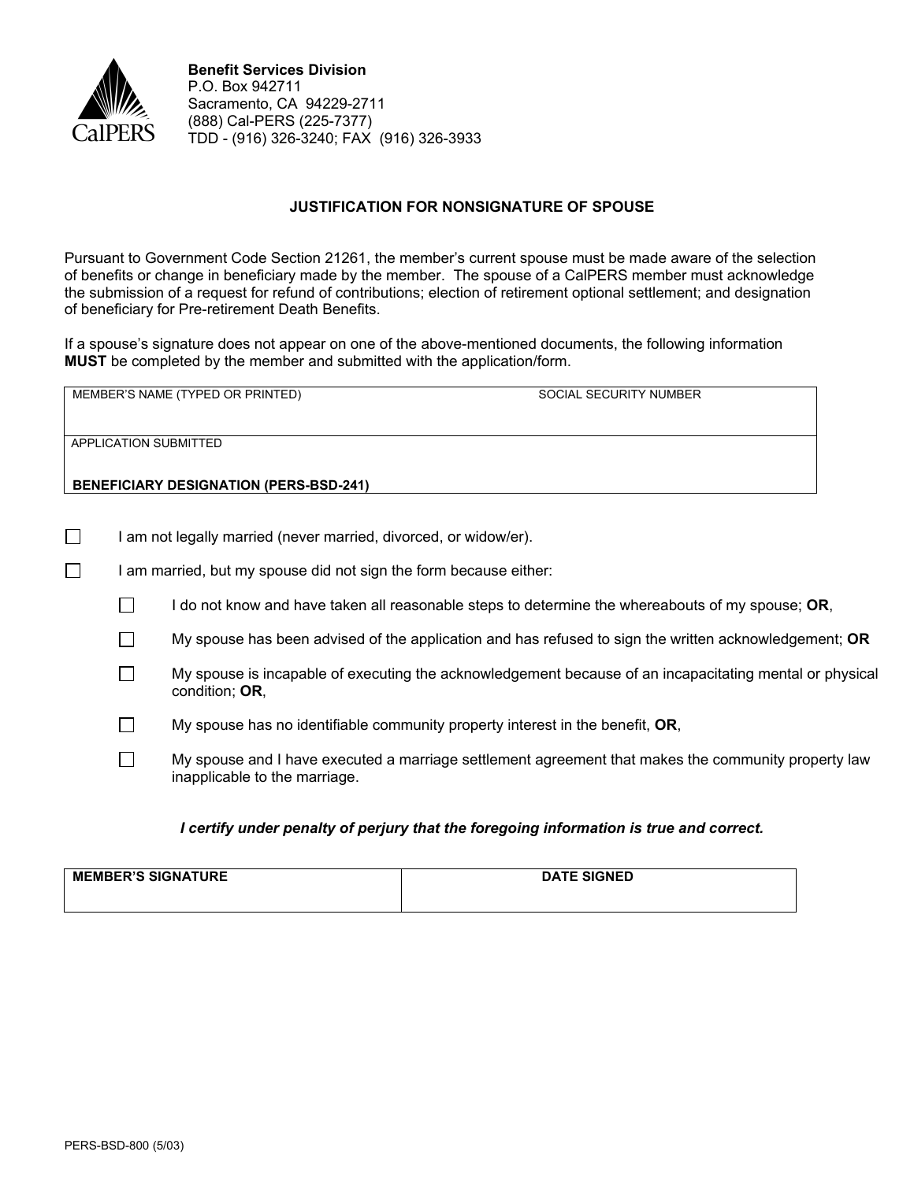CalPERS

**Benefit Services Division**
P.O. Box 942711
Sacramento, CA 94229-2711
(888) Cal-PERS (225-7377)
TDD - (916) 326-3240; FAX (916) 326-3933

## JUSTIFICATION FOR NONSIGNATURE OF SPOUSE

Pursuant to Government Code Section 21261, the member's current spouse must be made aware of the selection of benefits or change in beneficiary made by the member. The spouse of a CalPERS member must acknowledge the submission of a request for refund of contributions; election of retirement optional settlement; and designation of beneficiary for Pre-retirement Death Benefits.

If a spouse's signature does not appear on one of the above-mentioned documents, the following information **MUST** be completed by the member and submitted with the application/form.

| MEMBER'S NAME (TYPED OR PRINTED) | SOCIAL SECURITY NUMBER |
|---|---|
| | |
| APPLICATION SUBMITTED<br>**BENEFICIARY DESIGNATION (PERS-BSD-241)** | |

- ☐ I am not legally married (never married, divorced, or widow/er).
- ☐ I am married, but my spouse did not sign the form because either:
  - ☐ I do not know and have taken all reasonable steps to determine the whereabouts of my spouse; **OR**,
  - ☐ My spouse has been advised of the application and has refused to sign the written acknowledgement; **OR**
  - ☐ My spouse is incapable of executing the acknowledgement because of an incapacitating mental or physical condition; **OR**,
  - ☐ My spouse has no identifiable community property interest in the benefit, **OR**,
  - ☐ My spouse and I have executed a marriage settlement agreement that makes the community property law inapplicable to the marriage.

***I certify under penalty of perjury that the foregoing information is true and correct.***

| MEMBER'S SIGNATURE | DATE SIGNED |
|---|---|
| | |

PERS-BSD-800 (5/03)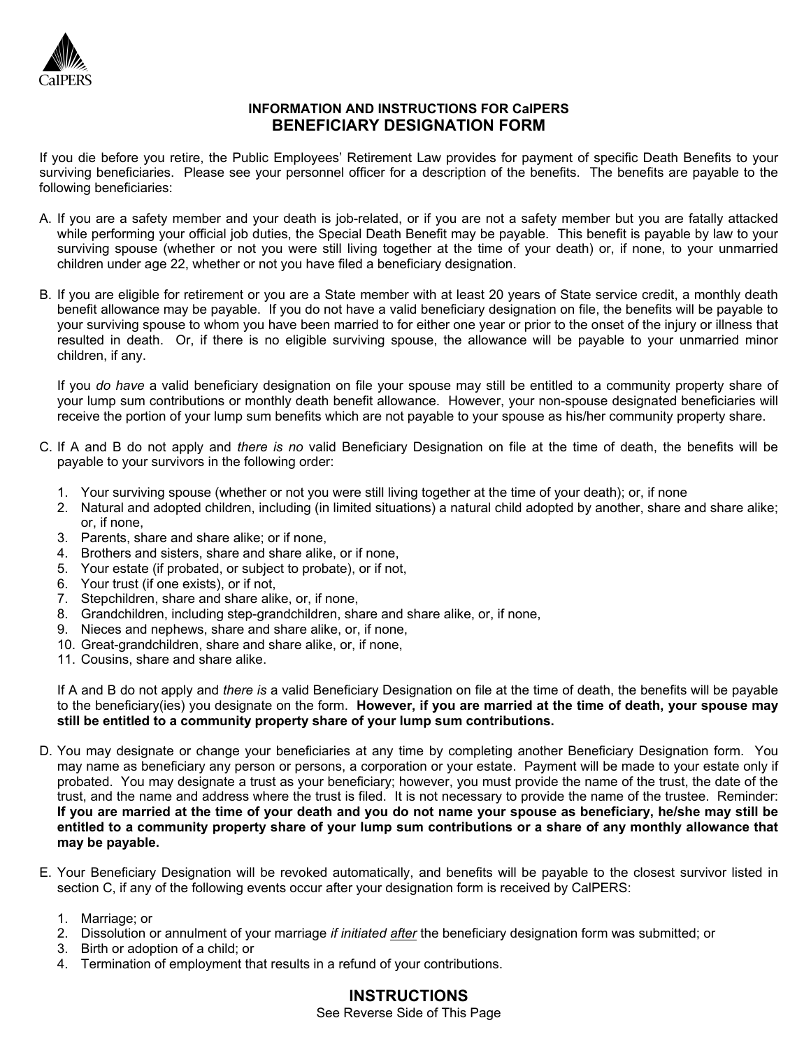CalPERS

## INFORMATION AND INSTRUCTIONS FOR CalPERS
# BENEFICIARY DESIGNATION FORM

If you die before you retire, the Public Employees' Retirement Law provides for payment of specific Death Benefits to your surviving beneficiaries. Please see your personnel officer for a description of the benefits. The benefits are payable to the following beneficiaries:

A. If you are a safety member and your death is job-related, or if you are not a safety member but you are fatally attacked while performing your official job duties, the Special Death Benefit may be payable. This benefit is payable by law to your surviving spouse (whether or not you were still living together at the time of your death) or, if none, to your unmarried children under age 22, whether or not you have filed a beneficiary designation.

B. If you are eligible for retirement or you are a State member with at least 20 years of State service credit, a monthly death benefit allowance may be payable. If you do not have a valid beneficiary designation on file, the benefits will be payable to your surviving spouse to whom you have been married to for either one year or prior to the onset of the injury or illness that resulted in death. Or, if there is no eligible surviving spouse, the allowance will be payable to your unmarried minor children, if any.

   If you *do have* a valid beneficiary designation on file your spouse may still be entitled to a community property share of your lump sum contributions or monthly death benefit allowance. However, your non-spouse designated beneficiaries will receive the portion of your lump sum benefits which are not payable to your spouse as his/her community property share.

C. If A and B do not apply and *there is no* valid Beneficiary Designation on file at the time of death, the benefits will be payable to your survivors in the following order:

   1. Your surviving spouse (whether or not you were still living together at the time of your death); or, if none
   2. Natural and adopted children, including (in limited situations) a natural child adopted by another, share and share alike; or, if none,
   3. Parents, share and share alike; or if none,
   4. Brothers and sisters, share and share alike, or if none,
   5. Your estate (if probated, or subject to probate), or if not,
   6. Your trust (if one exists), or if not,
   7. Stepchildren, share and share alike, or, if none,
   8. Grandchildren, including step-grandchildren, share and share alike, or, if none,
   9. Nieces and nephews, share and share alike, or, if none,
   10. Great-grandchildren, share and share alike, or, if none,
   11. Cousins, share and share alike.

   If A and B do not apply and *there is* a valid Beneficiary Designation on file at the time of death, the benefits will be payable to the beneficiary(ies) you designate on the form. **However, if you are married at the time of death, your spouse may still be entitled to a community property share of your lump sum contributions.**

D. You may designate or change your beneficiaries at any time by completing another Beneficiary Designation form. You may name as beneficiary any person or persons, a corporation or your estate. Payment will be made to your estate only if probated. You may designate a trust as your beneficiary; however, you must provide the name of the trust, the date of the trust, and the name and address where the trust is filed. It is not necessary to provide the name of the trustee. Reminder: **If you are married at the time of your death and you do not name your spouse as beneficiary, he/she may still be entitled to a community property share of your lump sum contributions or a share of any monthly allowance that may be payable.**

E. Your Beneficiary Designation will be revoked automatically, and benefits will be payable to the closest survivor listed in section C, if any of the following events occur after your designation form is received by CalPERS:

   1. Marriage; or
   2. Dissolution or annulment of your marriage *if initiated after* the beneficiary designation form was submitted; or
   3. Birth or adoption of a child; or
   4. Termination of employment that results in a refund of your contributions.

## INSTRUCTIONS

See Reverse Side of This Page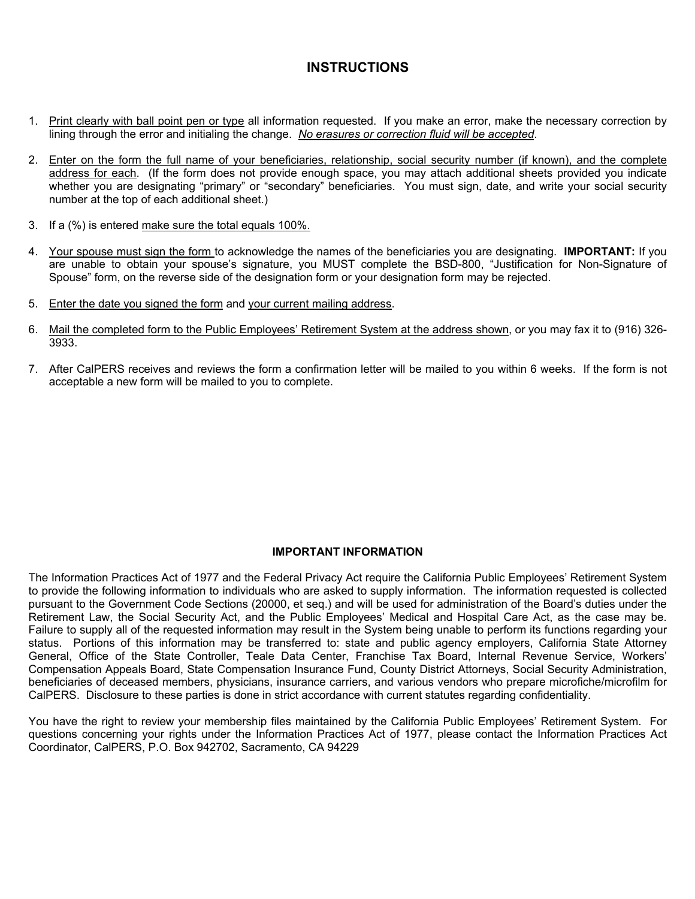# INSTRUCTIONS

1. Print clearly with ball point pen or type all information requested. If you make an error, make the necessary correction by lining through the error and initialing the change. *No erasures or correction fluid will be accepted*.

2. Enter on the form the full name of your beneficiaries, relationship, social security number (if known), and the complete address for each. (If the form does not provide enough space, you may attach additional sheets provided you indicate whether you are designating "primary" or "secondary" beneficiaries. You must sign, date, and write your social security number at the top of each additional sheet.)

3. If a (%) is entered make sure the total equals 100%.

4. Your spouse must sign the form to acknowledge the names of the beneficiaries you are designating. **IMPORTANT:** If you are unable to obtain your spouse's signature, you MUST complete the BSD-800, "Justification for Non-Signature of Spouse" form, on the reverse side of the designation form or your designation form may be rejected.

5. Enter the date you signed the form and your current mailing address.

6. Mail the completed form to the Public Employees' Retirement System at the address shown, or you may fax it to (916) 326-3933.

7. After CalPERS receives and reviews the form a confirmation letter will be mailed to you within 6 weeks. If the form is not acceptable a new form will be mailed to you to complete.

### IMPORTANT INFORMATION

The Information Practices Act of 1977 and the Federal Privacy Act require the California Public Employees' Retirement System to provide the following information to individuals who are asked to supply information. The information requested is collected pursuant to the Government Code Sections (20000, et seq.) and will be used for administration of the Board's duties under the Retirement Law, the Social Security Act, and the Public Employees' Medical and Hospital Care Act, as the case may be. Failure to supply all of the requested information may result in the System being unable to perform its functions regarding your status. Portions of this information may be transferred to: state and public agency employers, California State Attorney General, Office of the State Controller, Teale Data Center, Franchise Tax Board, Internal Revenue Service, Workers' Compensation Appeals Board, State Compensation Insurance Fund, County District Attorneys, Social Security Administration, beneficiaries of deceased members, physicians, insurance carriers, and various vendors who prepare microfiche/microfilm for CalPERS. Disclosure to these parties is done in strict accordance with current statutes regarding confidentiality.

You have the right to review your membership files maintained by the California Public Employees' Retirement System. For questions concerning your rights under the Information Practices Act of 1977, please contact the Information Practices Act Coordinator, CalPERS, P.O. Box 942702, Sacramento, CA 94229